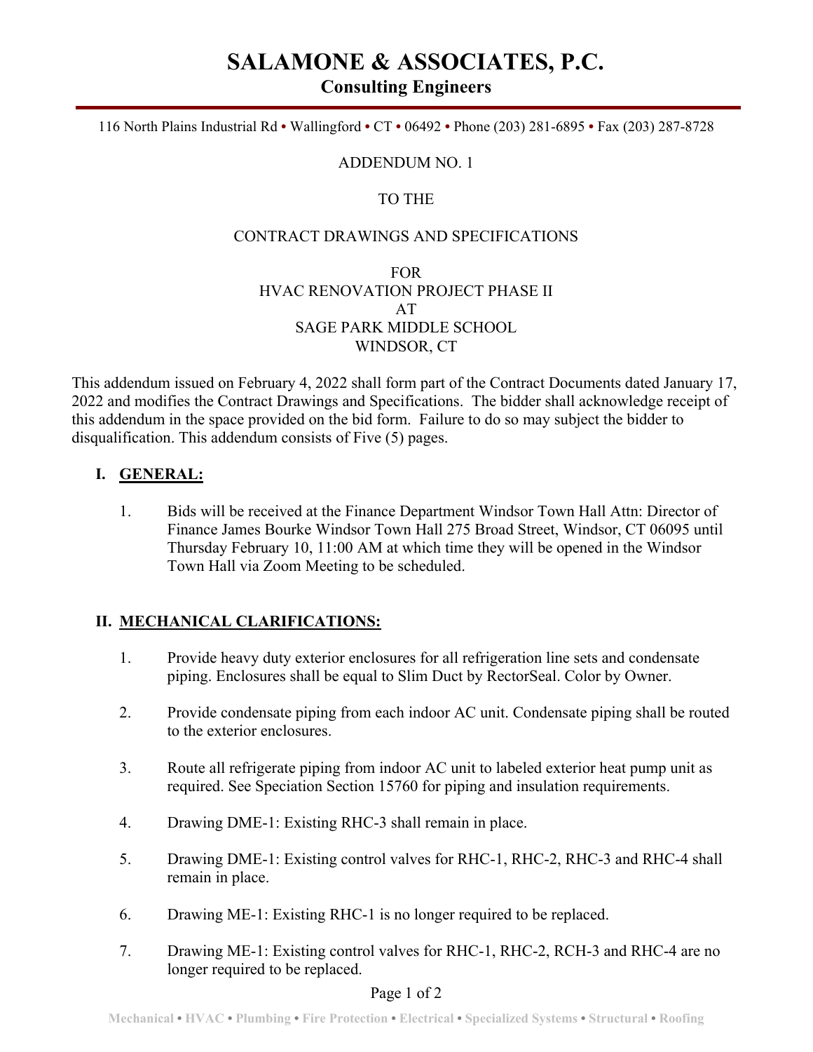# SALAMONE & ASSOCIATES, P.C.

## Consulting Engineers

116 North Plains Industrial Rd • Wallingford • CT • 06492 • Phone (203) 281-6895 • Fax (203) 287-8728

ADDENDUM NO. 1

TO THE

CONTRACT DRAWINGS AND SPECIFICATIONS

FOR
HVAC RENOVATION PROJECT PHASE II
AT
SAGE PARK MIDDLE SCHOOL
WINDSOR, CT

This addendum issued on February 4, 2022 shall form part of the Contract Documents dated January 17, 2022 and modifies the Contract Drawings and Specifications. The bidder shall acknowledge receipt of this addendum in the space provided on the bid form. Failure to do so may subject the bidder to disqualification. This addendum consists of Five (5) pages.

## I. GENERAL:

1. Bids will be received at the Finance Department Windsor Town Hall Attn: Director of Finance James Bourke Windsor Town Hall 275 Broad Street, Windsor, CT 06095 until Thursday February 10, 11:00 AM at which time they will be opened in the Windsor Town Hall via Zoom Meeting to be scheduled.

## II. MECHANICAL CLARIFICATIONS:

1. Provide heavy duty exterior enclosures for all refrigeration line sets and condensate piping. Enclosures shall be equal to Slim Duct by RectorSeal. Color by Owner.

2. Provide condensate piping from each indoor AC unit. Condensate piping shall be routed to the exterior enclosures.

3. Route all refrigerate piping from indoor AC unit to labeled exterior heat pump unit as required. See Speciation Section 15760 for piping and insulation requirements.

4. Drawing DME-1: Existing RHC-3 shall remain in place.

5. Drawing DME-1: Existing control valves for RHC-1, RHC-2, RHC-3 and RHC-4 shall remain in place.

6. Drawing ME-1: Existing RHC-1 is no longer required to be replaced.

7. Drawing ME-1: Existing control valves for RHC-1, RHC-2, RCH-3 and RHC-4 are no longer required to be replaced.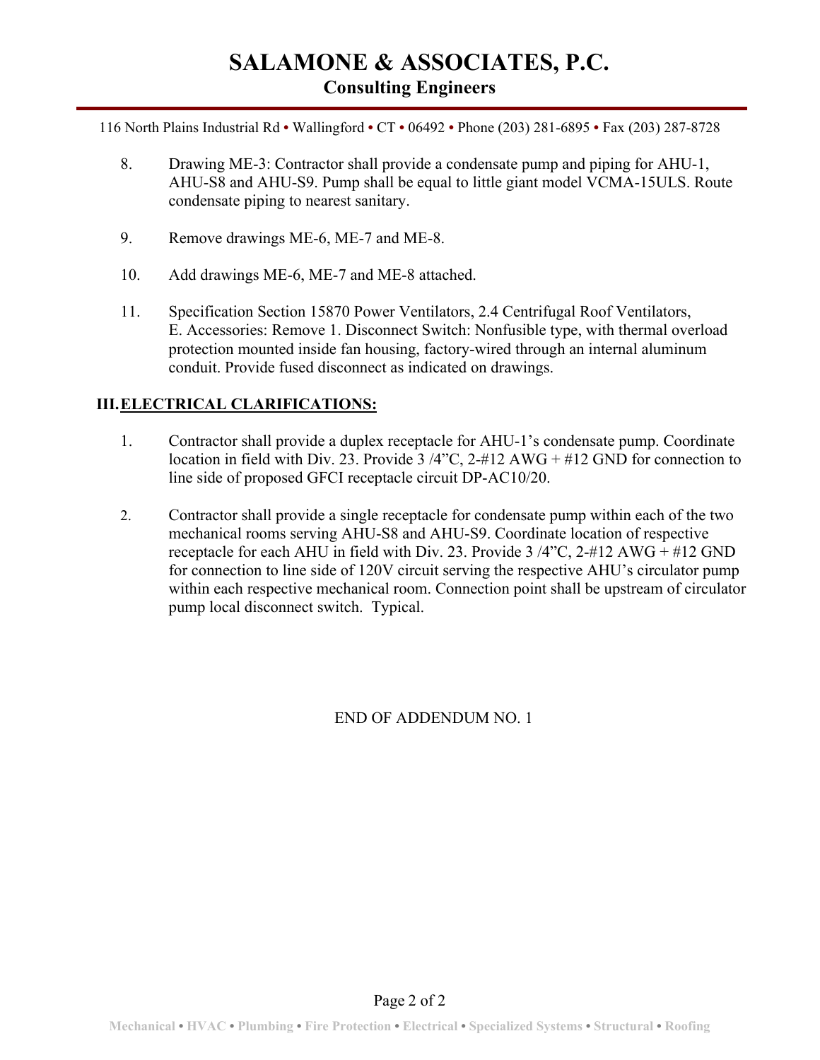# SALAMONE & ASSOCIATES, P.C.

## Consulting Engineers

116 North Plains Industrial Rd • Wallingford • CT • 06492 • Phone (203) 281-6895 • Fax (203) 287-8728

8. Drawing ME-3: Contractor shall provide a condensate pump and piping for AHU-1, AHU-S8 and AHU-S9. Pump shall be equal to little giant model VCMA-15ULS. Route condensate piping to nearest sanitary.

9. Remove drawings ME-6, ME-7 and ME-8.

10. Add drawings ME-6, ME-7 and ME-8 attached.

11. Specification Section 15870 Power Ventilators, 2.4 Centrifugal Roof Ventilators, E. Accessories: Remove 1. Disconnect Switch: Nonfusible type, with thermal overload protection mounted inside fan housing, factory-wired through an internal aluminum conduit. Provide fused disconnect as indicated on drawings.

## III. ELECTRICAL CLARIFICATIONS:

1. Contractor shall provide a duplex receptacle for AHU-1's condensate pump. Coordinate location in field with Div. 23. Provide 3 /4"C, 2-#12 AWG + #12 GND for connection to line side of proposed GFCI receptacle circuit DP-AC10/20.

2. Contractor shall provide a single receptacle for condensate pump within each of the two mechanical rooms serving AHU-S8 and AHU-S9. Coordinate location of respective receptacle for each AHU in field with Div. 23. Provide 3 /4"C, 2-#12 AWG + #12 GND for connection to line side of 120V circuit serving the respective AHU's circulator pump within each respective mechanical room. Connection point shall be upstream of circulator pump local disconnect switch. Typical.

END OF ADDENDUM NO. 1

Mechanical • HVAC • Plumbing • Fire Protection • Electrical • Specialized Systems • Structural • Roofing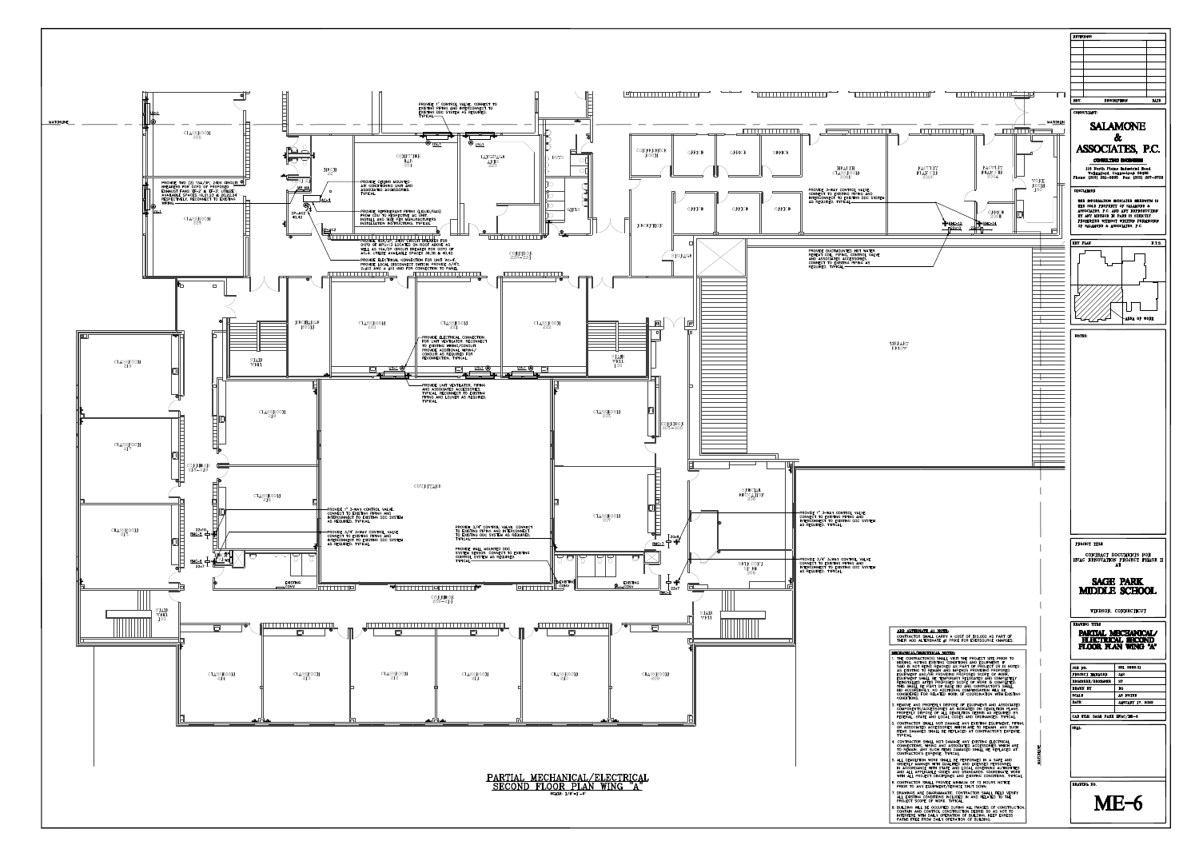# PARTIAL MECHANICAL/ELECTRICAL SECOND FLOOR PLAN WING "A"

SCALE: 3/16"=1'-0"

## ADD ALTERNATE #1 NOTES:

CONTRACTOR SHALL CARRY A COST OF $10,000 AS PART OF THEIR ADD ALTERNATE #1 PRICE FOR EVERSOURCE CHARGES.

## MECHANICAL/ELECTRICAL NOTES:

1. THE CONTRACTOR(S) SHALL VISIT THE PROJECT SITE PRIOR TO BIDDING, NOTING EXISTING CONDITIONS AND EQUIPMENT. IF SAID IS NOT NOTED REMOVED AS PART OF PROJECT OR IS NOTED AS EXISTING TO REMAIN AND IMPEDES PROVIDING PROPOSED EQUIPMENT AND/OR PROVIDING PROPOSED SCOPE OF WORK, EQUIPMENT SHALL BE TEMPORARILY RELOCATED AND COMPLETELY REINSTALLED AFTER PROPOSED SCOPE OF WORK IS COMPLETED. THIS SHALL BE PART OF BASE BID AND CONTRACTOR'S SHALL BID ACCORDINGLY. NO ADDITIONAL COMPENSATION WILL BE CONSIDERED FOR RELATED WORK OF COORDINATION WITH EXISTING CONDITIONS.
2. REMOVE AND PROPERLY DISPOSE OF EQUIPMENT AND ASSOCIATED COMPONENTS/ACCESSORIES AS INDICATED ON DEMOLITION PLANS. PROPERLY DISPOSE OF ALL DEMOLITION DEBRIS AS REQUIRED BY FEDERAL, STATE AND LOCAL CODES AND ORDINANCES. TYPICAL.
3. CONTRACTOR SHALL NOT DAMAGE ANY EXISTING EQUIPMENT, PIPING, OR ASSOCIATED ACCESSORIES WHICH ARE TO REMAIN. ANY SUCH ITEMS DAMAGED SHALL BE REPLACED AT CONTRACTOR'S EXPENSE. TYPICAL.
4. CONTRACTOR SHALL NOT DAMAGE ANY EXISTING ELECTRICAL CONNECTIONS, WIRING AND ASSOCIATED ACCESSORIES WHICH ARE TO REMAIN. ANY SUCH ITEMS DAMAGED SHALL BE REPLACED AT CONTRACTOR'S EXPENSE. TYPICAL.
5. ALL DEMOLITION WORK SHALL BE PERFORMED IN A SAFE AND ORDERLY MANNER WITH QUALIFIED AND LICENSED PERSONNEL IN ACCORDANCE WITH STATE AND LOCAL GOVERNING AUTHORITIES AND ALL APPLICABLE CODES AND STANDARDS. COORDINATE WORK WITH ALL PROJECT DISCIPLINES AND EXISTING CONDITIONS. TYPICAL.
6. CONTRACTOR SHALL PROVIDE MINIMUM OF 72 HOURS NOTICE PRIOR TO ANY EQUIPMENT/SERVICE SHUT DOWN.
7. DRAWINGS ARE DIAGRAMMATIC. CONTRACTOR SHALL FIELD VERIFY ALL EXISTING CONDITIONS INCLUDED IN AND RELATED TO THE PROJECT SCOPE OF WORK. TYPICAL.
8. BUILDING WILL BE OCCUPIED DURING ALL PHASES OF CONSTRUCTION. CONTAIN AND CONTROL CONSTRUCTION DEBRIS SO AS NOT TO INTERFERE WITH DAILY OPERATION OF BUILDING. KEEP EGRESS PATHS FREE FROM DAILY OPERATION OF BUILDING.

## Plan Notes

- PROVIDE 1" CONTROL VALVE. CONNECT TO EXISTING PIPING AND INTERCONNECT TO EXISTING DDC SYSTEM AS REQUIRED. TYPICAL.
- PROVIDE TWO (2) 15A/1P, 20KA CIRCUIT BREAKERS FOR OCPD OF PROPOSED EXHAUST FANS EF-2 & EF-3. UTILIZE AVAILABLE SPACES 19,21,23 & 20,22,24 RESPECTIVELY. RECONNECT TO EXISTING WIRING.
- PROVIDE CEILING MOUNTED AIR HANDLING UNIT AND ASSOCIATED ACCESSORIES. TYPICAL.
- PROVIDE REFRIGERANT PIPING (LIQUID/GAS) FROM CDU TO RESPECTIVE AC UNIT. INSTALL AND SIZE PER MANUFACTURERS INSTALLATION INSTRUCTIONS. TYPICAL.
- PROVIDE 15A/3P, 20KA CIRCUIT BREAKER FOR OCPD OF MPU-13 LOCATED ON ROOF ABOVE AS WELL AS 15A/3P CIRCUIT BREAKER FOR OCPD OF AC-4. UTILIZE AVAILABLE SPACES 26,28 & 40,42.
- PROVIDE ELECTRICAL CONNECTION FOR UNIT AC-4. PROVIDE LOCAL DISCONNECT SWITCH. PROVIDE 3/4"C, 3-#12 AND 1-#12 AND FOR CONNECTION TO PANEL.
- PROVIDE 3-WAY CONTROL VALVE. CONNECT TO EXISTING PIPING AND INTERCONNECT TO EXISTING DDC SYSTEM AS REQUIRED. TYPICAL.
- PROVIDE DUCTMOUNTED HOT WATER REHEAT COIL, PIPING, CONTROL VALVE AND ASSOCIATED ACCESSORIES. CONNECT TO EXISTING PIPING AS REQUIRED. TYPICAL.
- PROVIDE ELECTRICAL CONNECTION FOR UNIT VENTILATOR. RECONNECT TO EXISTING WIRING/CONDUIT. PROVIDE ADDITIONAL WIRING/CONDUIT AS REQUIRED FOR RECONNECTION. TYPICAL.
- PROVIDE UNIT VENTILATOR, PIPING AND ASSOCIATED ACCESSORIES. TYPICAL. RECONNECT TO EXISTING PIPING AND LOUVER AS REQUIRED. TYPICAL.
- PROVIDE 1" 3-WAY CONTROL VALVE. CONNECT TO EXISTING PIPING AND INTERCONNECT TO EXISTING DDC SYSTEM AS REQUIRED. TYPICAL.
- PROVIDE 3/4" 3-WAY CONTROL VALVE. CONNECT TO EXISTING PIPING AND INTERCONNECT TO EXISTING DDC SYSTEM AS REQUIRED. TYPICAL.
- PROVIDE 3/4" CONTROL VALVE. CONNECT TO EXISTING PIPING AND INTERCONNECT TO EXISTING DDC SYSTEM AS REQUIRED. TYPICAL.
- PROVIDE WALL MOUNTED DDC SYSTEM SENSOR. CONNECT TO EXISTING CONTROL SYSTEM AS REQUIRED. TYPICAL.

## Title Block

**SALAMONE & ASSOCIATES, P.C.**
CONSULTING ENGINEERS
116 North Plains Industrial Road, Wallingford, Connecticut 06492
Phone: (203) 265-6695 Fax: (203) 267-5725

THIS INFORMATION INDICATED HEREWITH IS THE SOLE PROPERTY OF SALAMONE & ASSOCIATES, P.C. AND ANY REPRODUCTION BY ANY METHOD IN PART IS STRICTLY PROHIBITED WITHOUT WRITTEN PERMISSION OF SALAMONE & ASSOCIATES, P.C.

KEY PLAN — N.T.S. — AREA OF WORK

PROJECT TITLE: CONTRACT DOCUMENTS FOR HVAC RENOVATION PROJECT PHASE II AT **SAGE PARK MIDDLE SCHOOL**, WINDSOR, CONNECTICUT

DRAWING TITLE: **PARTIAL MECHANICAL/ELECTRICAL SECOND FLOOR PLAN WING "A"**

| | |
|---|---|
| JOB NO. | 281 2000.01 |
| PROJECT MANAGER | AJS |
| ENGINEER/DESIGNER | ST |
| DRAWN BY | DG |
| SCALE | AS NOTED |
| DATE | JANUARY 17, 2022 |

CAD FILE: SAGE PARK HVAC/ME-6

DRAWING NO.: **ME-6**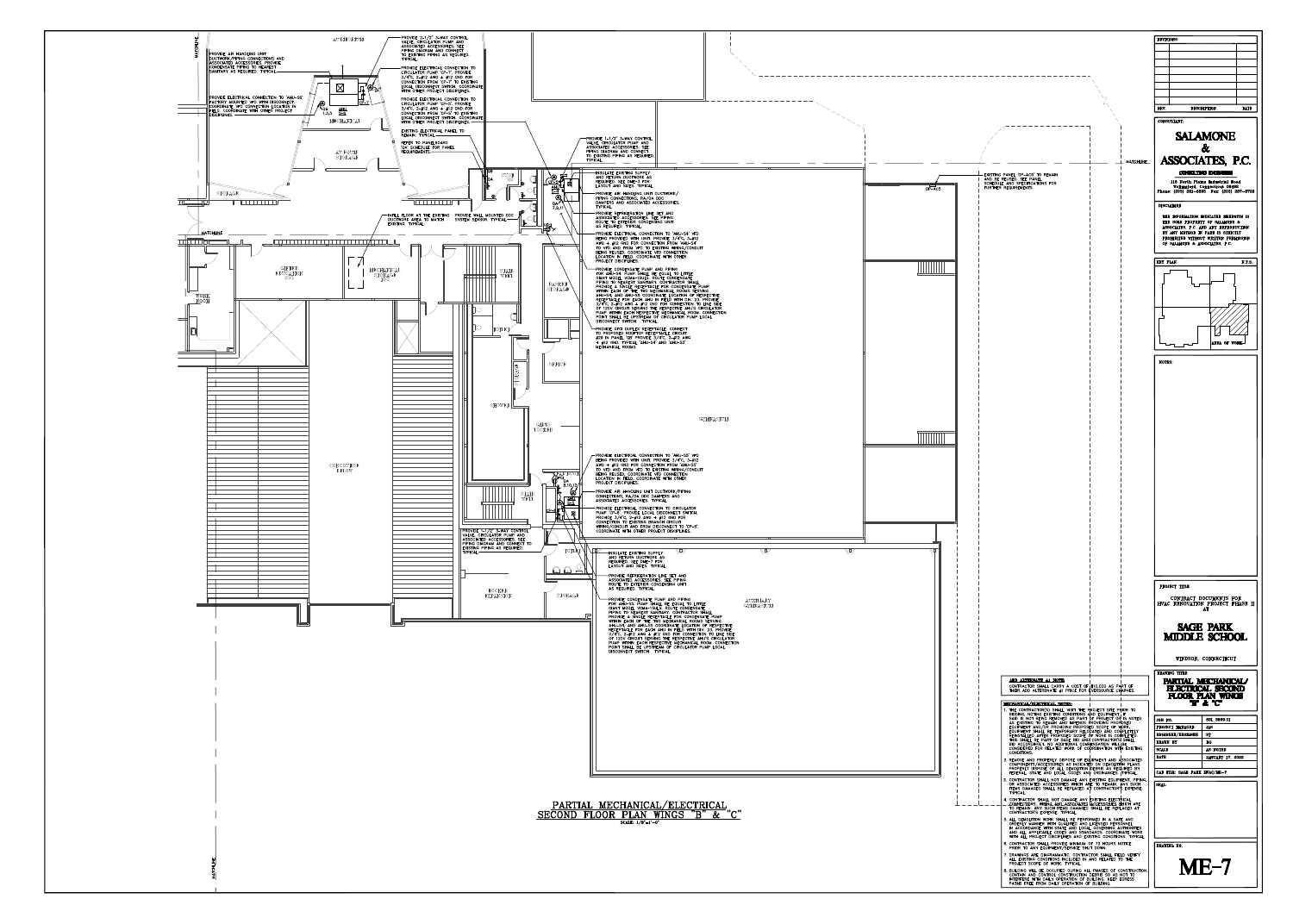# PARTIAL MECHANICAL/ELECTRICAL SECOND FLOOR PLAN WINGS "B" & "C"

SCALE: 1/8"=1'-0"

PROVIDE AIR HANDLING UNIT DUCTWORK/PIPING CONNECTIONS AND ASSOCIATED ACCESSORIES. PROVIDE CONDENSATE PIPING TO NEAREST SANITARY AS REQUIRED. TYPICAL.

PROVIDE ELECTRICAL CONNECTION TO 'AHU-58' FACTORY MOUNTED VFD WITH DISCONNECT. COORDINATE VFD CONNECTION LOCATION IN FIELD. COORDINATE WITH OTHER PROJECT DISCIPLINES.

PROVIDE 2-1/2" 3-WAY CONTROL VALVE, CIRCULATOR PUMP AND ASSOCIATED ACCESSORIES. SEE PIPING DIAGRAM AND CONNECT TO EXISTING PIPING AS REQUIRED. TYPICAL.

PROVIDE ELECTRICAL CONNECTION TO CIRCULATOR PUMP 'CP-7'. PROVIDE 3/4"C, 2-#12 AND 1-#12 GND FOR CONNECTION FROM 'CP-7' TO EXISTING LOCAL DISCONNECT SWITCH. COORDINATE WITH OTHER PROJECT DISCIPLINES.

PROVIDE ELECTRICAL CONNECTION TO CIRCULATOR PUMP 'CP-8'. PROVIDE 3/4"C, 2-#12 AND 1-#12 GND FOR CONNECTION FROM 'CP-8' TO EXISTING LOCAL DISCONNECT SWITCH. COORDINATE WITH OTHER PROJECT DISCIPLINES.

EXISTING ELECTRICAL PANEL TO REMAIN. TYPICAL.

REFER TO PANELBOARD 'OA' SCHEDULE FOR PANEL REQUIREMENTS.

PROVIDE 1-1/2" 3-WAY CONTROL VALVE, CIRCULATOR PUMP AND ASSOCIATED ACCESSORIES. SEE PIPING DIAGRAM AND CONNECT TO EXISTING PIPING AS REQUIRED. TYPICAL.

INSULATE EXISTING SUPPLY AND RETURN DUCTWORK AS REQUIRED. SEE 'ME-7' FOR LAYOUT AND SIZES. TYPICAL.

PROVIDE AIR HANDLING UNIT DUCTWORK/PIPING CONNECTIONS, RA/OA DDC DAMPERS AND ASSOCIATED ACCESSORIES. TYPICAL.

PROVIDE REFRIGERATION LINE SET AND ASSOCIATED ACCESSORIES. SEE PIPING ROUTE TO EXTERIOR CONDENSING UNIT AS REQUIRED. TYPICAL.

PROVIDE ELECTRICAL CONNECTION TO 'AHU-54' VFD BEING PROVIDED WITH UNIT. PROVIDE 3/4"C, 3-#12 AND 1-#12 GND FOR CONNECTION FROM 'AHU-54' TO VFD AND FROM VFD TO EXISTING WIRING/CONDUIT BEING REUSED. COORDINATE VFD CONNECTION LOCATION IN FIELD. COORDINATE WITH OTHER PROJECT DISCIPLINES.

PROVIDE CONDENSATE PUMP AND PIPING FOR AHU-54. PUMP SHALL BE EQUAL TO LITTLE GIANT MODEL VCMA-15ULS. ROUTE CONDENSATE PIPING TO NEAREST SANITARY. CONTRACTOR SHALL PROVIDE A SINGLE RECEPTACLE FOR CONDENSATE PUMP WITHIN EACH OF THE TWO MECHANICAL ROOMS SERVING AHU-54 AND AHU-55. COORDINATE LOCATION OF RESPECTIVE RECEPTACLE FOR EACH AND IN FIELD WITH DIV. 23. PROVIDE 3/4"C, 2-#12 AND 1-#12 GND FOR CONNECTION TO LINE SIDE OF 120V CIRCUIT SERVING THE RESPECTIVE AHU'S CIRCULATOR PUMP WITHIN EACH RESPECTIVE MECHANICAL ROOM. CONNECTION POINT SHALL BE UPSTREAM OF CIRCULATOR PUMP LOCAL DISCONNECT SWITCH. TYPICAL.

PROVIDE GFCI DUPLEX RECEPTACLE. CONNECT TO PROPOSED ROOFTOP RECEPTACLE CIRCUIT JOB IN PANEL 'OA' PROVIDE 3/4"C, 2-#12 AND 1-#12 GND. TYPICAL 'AHU-54' AND 'AHU-55' MECHANICAL ROOMS.

EXISTING PANEL 'DP-AC' TO REMAIN AND BE REUSED. SEE PANEL SCHEDULE AND SPECIFICATIONS FOR FURTHER REQUIREMENTS.

INFILL FLOOR AT THE EXISTING DUCTWORK AREA TO MATCH EXISTING. TYPICAL.

PROVIDE WALL MOUNTED DDC SYSTEM SENSOR. TYPICAL.

PROVIDE ELECTRICAL CONNECTION TO 'AHU-55' VFD BEING PROVIDED WITH UNIT. PROVIDE 3/4"C, 3-#12 AND 1-#12 GND FOR CONNECTION FROM 'AHU-55' TO VFD AND FROM VFD TO EXISTING WIRING/CONDUIT BEING REUSED. COORDINATE VFD CONNECTION LOCATION IN FIELD. COORDINATE WITH OTHER PROJECT DISCIPLINES.

PROVIDE AIR HANDLING UNIT DUCTWORK/PIPING CONNECTIONS, RA/OA DDC DAMPERS AND ASSOCIATED ACCESSORIES. TYPICAL.

PROVIDE ELECTRICAL CONNECTION TO CIRCULATOR PUMP 'CP-8'. PROVIDE LOCAL DISCONNECT SWITCH. PROVIDE 3/4"C, 2-#12 AND 1-#12 GND FOR CONNECTION TO EXISTING BRANCH CIRCUIT WIRING/CONDUIT AND FROM DISCONNECT TO 'CP-8'. COORDINATE WITH OTHER PROJECT DISCIPLINES.

PROVIDE 1-1/2" 3-WAY CONTROL VALVE, CIRCULATOR PUMP AND ASSOCIATED ACCESSORIES. SEE PIPING DIAGRAM AND CONNECT TO EXISTING PIPING AS REQUIRED. TYPICAL.

INSULATE EXISTING SUPPLY AND RETURN DUCTWORK AS REQUIRED. SEE 'ME-7' FOR LAYOUT AND SIZES. TYPICAL.

PROVIDE REFRIGERATION LINE SET AND ASSOCIATED ACCESSORIES. SEE PIPING ROUTE TO EXTERIOR CONDENSING UNIT AS REQUIRED. TYPICAL.

PROVIDE CONDENSATE PUMP AND PIPING FOR AHU-55. PUMP SHALL BE EQUAL TO LITTLE GIANT MODEL VCMA-15ULS. ROUTE CONDENSATE PIPING TO NEAREST SANITARY. CONTRACTOR SHALL PROVIDE A SINGLE RECEPTACLE FOR CONDENSATE PUMP WITHIN EACH OF THE TWO MECHANICAL ROOMS SERVING AHU-54 AND AHU-55. COORDINATE LOCATION OF RESPECTIVE RECEPTACLE FOR EACH AND IN FIELD WITH DIV. 23. PROVIDE 3/4"C, 2-#12 AND 1-#12 GND FOR CONNECTION TO LINE SIDE OF 120V CIRCUIT SERVING THE RESPECTIVE AHU'S CIRCULATOR PUMP WITHIN EACH RESPECTIVE MECHANICAL ROOM. CONNECTION POINT SHALL BE UPSTREAM OF CIRCULATOR PUMP LOCAL DISCONNECT SWITCH. TYPICAL.

## ADD ALTERNATE #1 NOTE:

CONTRACTOR SHALL CARRY A COST OF $10,000 AS PART OF THEIR ADD ALTERNATE #1 PRICE FOR EVERSOURCE CHARGES.

## MECHANICAL/ELECTRICAL NOTES:

1. THE CONTRACTOR(S) SHALL VISIT THE PROJECT SITE PRIOR TO BIDDING, NOTING EXISTING CONDITIONS AND EQUIPMENT. IF SAME IS NOT BEING REMOVED AS PART OF PROJECT OR IS NOTED AS EXISTING TO REMAIN AND INTERFERES WITH PROPOSED EQUIPMENT AND/OR PROPOSED SCOPE OF WORK, EQUIPMENT SHALL BE TEMPORARILY RELOCATED AND COMPLETELY REINSTALLED AFTER PROPOSED SCOPE OF WORK IS COMPLETED. THIS SHALL BE PART OF EACH BID AND CONTRACTOR'S SHALL BID ACCORDINGLY. NO ADDITIONAL COMPENSATION WILL BE CONSIDERED FOR RELATED WORK OF COORDINATION WITH EXISTING CONDITIONS.
2. REMOVE AND PROPERLY DISPOSE OF EQUIPMENT AND ASSOCIATED COMPONENTS/ACCESSORIES AS INDICATED ON DEMOLITION PLANS. PROPERLY DISPOSE OF ALL DEMOLITION ITEMS AS REQUIRED BY FEDERAL, STATE AND LOCAL CODES AND ORDINANCES. TYPICAL.
3. CONTRACTOR SHALL NOT DAMAGE ANY EXISTING EQUIPMENT, PIPING, OR ASSOCIATED ACCESSORIES WHICH ARE TO REMAIN. ANY SUCH ITEMS DAMAGED SHALL BE REPLACED AT CONTRACTOR'S EXPENSE. TYPICAL.
4. CONTRACTOR SHALL NOT DAMAGE ANY EXISTING ELECTRICAL CONNECTIONS, WIRING AND ASSOCIATED ACCESSORIES WHICH ARE TO REMAIN. ANY SUCH ITEMS DAMAGED SHALL BE REPLACED AT CONTRACTOR'S EXPENSE. TYPICAL.
5. ALL DEMOLITION WORK SHALL BE PERFORMED IN A SAFE AND ORDERLY MANNER WITH QUALIFIED AND LICENSED PERSONNEL IN ACCORDANCE WITH STATE AND LOCAL GOVERNING AUTHORITIES AND ALL APPLICABLE CODES AND STANDARDS. COORDINATE WORK WITH ALL PROJECT DISCIPLINES AND EXISTING CONDITIONS. TYPICAL.
6. CONTRACTOR SHALL PROVIDE MINIMUM OF 72 HOURS NOTICE PRIOR TO ANY EQUIPMENT/SERVICE SHUT DOWN.
7. DRAWINGS ARE DIAGRAMMATIC. CONTRACTOR SHALL FIELD VERIFY ALL EXISTING CONDITIONS INCLUDED IN AND RELATED TO THE PROJECT'S SCOPE OF WORK. TYPICAL.
8. BUILDING WILL BE OCCUPIED DURING ALL PHASES OF CONSTRUCTION. CONTAIN AND CONTROL CONSTRUCTION DEBRIS SO AS NOT TO INTERFERE WITH DAILY OPERATION OF BUILDING. KEEP EGRESS PATHS FREE FROM DAILY OPERATION OF BUILDING.

---

**CONSULTANT:** SALAMONE & ASSOCIATES, P.C. CONSULTING ENGINEERS

**PROJECT TITLE:** CONTRACT DOCUMENTS FOR HVAC RENOVATION PROJECT PHASE II AT SAGE PARK MIDDLE SCHOOL, WINDSOR, CONNECTICUT

**DRAWING TITLE:** PARTIAL MECHANICAL/ELECTRICAL SECOND FLOOR PLAN WINGS "B" & "C"

| | |
|---|---|
| SCALE | AS NOTED |
| CAD FILE | SAGE PARK HVAC/ME-7 |

**DRAWING NO.** ME-7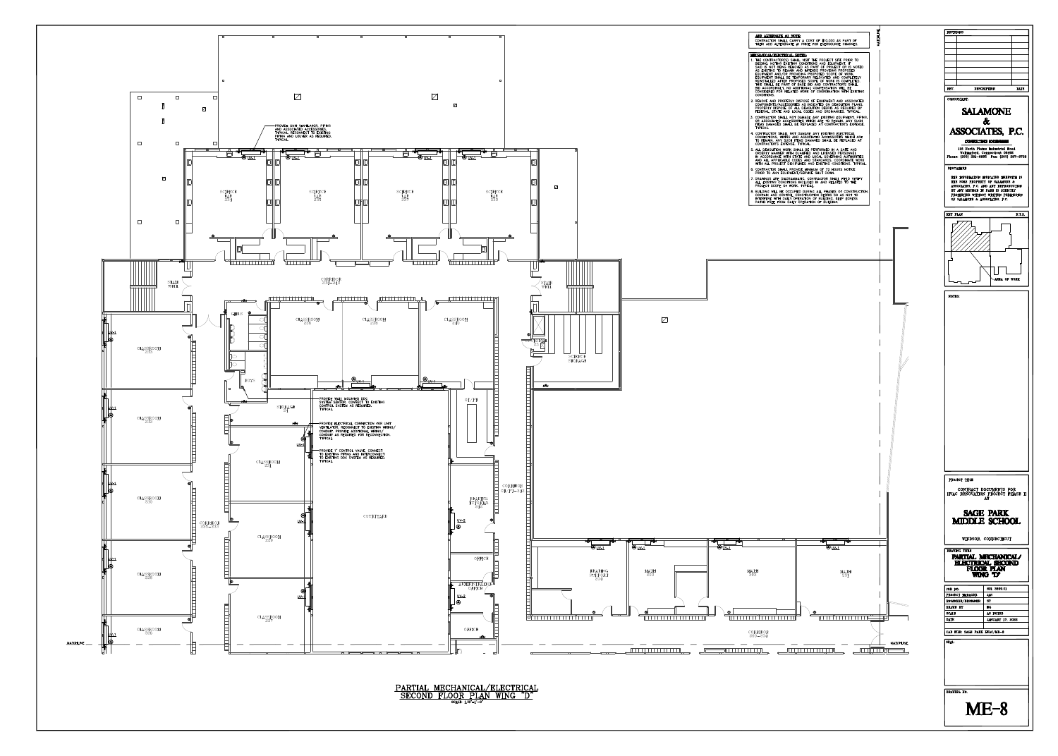## ADD ALTERNATE #1 NOTE

CONTRACTOR SHALL CARRY A COST OF $15,000 AS PART OF THEIR ADD ALTERNATE #1 PRICE FOR EXPERIENCE CHANGES.

## MECHANICAL/ELECTRICAL NOTES:

1. THE CONTRACTOR(S) SHALL VISIT THE PROJECT SITE PRIOR TO BIDDING. VERIFY EXISTING CONDITIONS AND EQUIPMENT. IF SAID IS NOT BEING REMOVED AS PART OF PROJECT OR IS NOTED AS EXISTING TO REMAIN AND IMPEDES PROVIDING PROPOSED EQUIPMENT AND/OR PROVIDING PROPOSED SCOPE OF WORK, EQUIPMENT SHALL BE TEMPORARY RELOCATED AND COMPLETELY REINSTALLED AFTER PROPOSED SCOPE OF WORK IS COMPLETED. THIS SHALL BE PART OF BASE BID AND CONTRACTOR(S) SHALL BID ACCORDINGLY. NO ADDITIONAL COMPENSATION WILL BE CONSIDERED FOR RELATED WORK OF COORDINATION WITH EXISTING CONDITIONS.
2. REMOVE AND PROPERLY DISPOSE OF EQUIPMENT AND ASSOCIATED COMPONENTS/ACCESSORIES AS INDICATED ON DEMOLITION PLANS. PROPERLY DISPOSE OF ALL DEMOLITION DEBRIS AS REQUIRED BY FEDERAL STATE AND LOCAL CODES AND ORDINANCES. TYPICAL.
3. CONTRACTOR SHALL NOT DAMAGE ANY EXISTING EQUIPMENT, PIPING, OR ASSOCIATED ACCESSORIES WHICH ARE TO REMAIN. ANY SUCH ITEMS DAMAGED SHALL BE REPLACED AT CONTRACTOR'S EXPENSE. TYPICAL.
4. CONTRACTOR SHALL NOT DAMAGE ANY EXISTING ELECTRICAL CONNECTIONS, WIRING AND ASSOCIATED ACCESSORIES WHICH ARE TO REMAIN. ANY SUCH ITEMS DAMAGED SHALL BE REPLACED AT CONTRACTOR'S EXPENSE. TYPICAL.
5. ALL DEMOLITION WORK SHALL BE PERFORMED IN A SAFE AND ORDERLY MANNER WITH QUALIFIED AND LICENSED PERSONNEL IN ACCORDANCE WITH STATE AND LOCAL GOVERNING AUTHORITIES AND ALL APPLICABLE CODES AND STANDARDS. COORDINATE WORK WITH ALL PROJECT DISCIPLINES AND EXISTING CONDITIONS. TYPICAL.
6. CONTRACTOR SHALL PROVIDE MINIMUM OF 72 HOURS NOTICE PRIOR TO ANY EQUIPMENT/SERVICE SHUT DOWN.
7. DRAWINGS ARE DIAGRAMMATIC. CONTRACTOR SHALL FIELD VERIFY ALL EXISTING CONDITIONS INCLUDED IN AND RELATED TO THE PROJECT SCOPE OF WORK. TYPICAL.
8. BUILDING WILL BE OCCUPIED DURING ALL PHASES OF CONSTRUCTION. CONTAIN AND CONTROL CONSTRUCTION DEBRIS SO AS NOT TO INTERFERE WITH DAILY OPERATION OF BUILDING. KEEP EGRESS PATHS FREE FROM DAILY OPERATION OF BUILDING.

PROVIDE UNIT VENTILATOR, PIPING AND ASSOCIATED ACCESSORIES. TYPICAL. RECONNECT TO EXISTING PIPING AND LOUVER AS REQUIRED. TYPICAL.

PROVIDE WALL MOUNTED DDC SYSTEM SENSOR. CONNECT TO EXISTING CONTROL SYSTEM AS REQUIRED. TYPICAL.

PROVIDE ELECTRICAL CONNECTION FOR UNIT VENTILATOR. RECONNECT TO EXISTING WIRING/ CONDUIT. PROVIDE ADDITIONAL WIRING/ CONDUIT AS REQUIRED FOR RECONNECTION. TYPICAL.

PROVIDE 2" CONTROL VALVE. CONNECT TO EXISTING PIPING AND INTERCONNECT TO EXISTING DDC SYSTEM AS REQUIRED. TYPICAL.

SCIENCE LAB 259, SCIENCE LAB 255, SCIENCE LAB 257, SCIENCE LAB 259

STAIR TOWER, CORRIDOR 253-260, STAIR TOWER

CLASSROOM 236, CLASSROOM 238, CLASSROOM 240

CLASSROOM 233, CLASSROOM 232, CLASSROOM 230, CLASSROOM 228, CLASSROOM 226

SCIENCE STORAGE, STORAGE 241, CLASSROOM 231, CLASSROOM 229, CLASSROOM 227, CORRIDOR 225-232

COURTYARD, STAFF, READING SUPPORT, OFFICE, ADMINISTRATION OFFICE, OFFICE, CORRIDOR 217-242

READING SUPPORT, MATH 213, MATH 202, MATH 201, CORRIDOR 201-216

UV-1, UV-2

MATCHLINE

PARTIAL MECHANICAL/ELECTRICAL SECOND FLOOR PLAN WING "D"

SCALE 1/8"=1'-0"

| REV. | DESCRIPTION | DATE |
|---|---|---|
| | | |

CONSULTANT:

**SALAMONE & ASSOCIATES, P.C.**

CONSULTING ENGINEERS

110 North Pious Industrial Road Wallingford, Connecticut 06492
Phone (203) 284-9995 Fax (203) 287-9708

DISCLAIMER

THE INFORMATION INDICATED HEREWITH IS THE SOLE PROPERTY OF SALAMONE & ASSOCIATES, P.C. AND ANY REPRODUCTION BY ANY METHOD IN PART IS STRICTLY PROHIBITED WITHOUT WRITTEN PERMISSION OF SALAMONE & ASSOCIATES, P.C.

KEY PLAN N.T.S.

AREA OF WORK

NOTES:

PROJECT TITLE

CONTRACT DOCUMENTS FOR HVAC RENOVATION PROJECT PHASE II AT

**SAGE PARK MIDDLE SCHOOL**

WINDSOR, CONNECTICUT

DRAWING TITLE

**PARTIAL MECHANICAL/ ELECTRICAL SECOND FLOOR PLAN WING "D"**

| | |
|---|---|
| JOB NO. | SSL 2009.01 |
| PROJECT MANAGER | JAS |
| ENGINEER/DESIGNER | ST |
| DRAWN BY | BG |
| SCALE | AS NOTED |
| DATE | JANUARY 27, 2009 |

CAD FILE: SAGE PARK HVAC/ME-8

SEAL

DRAWING NO.

**ME-8**